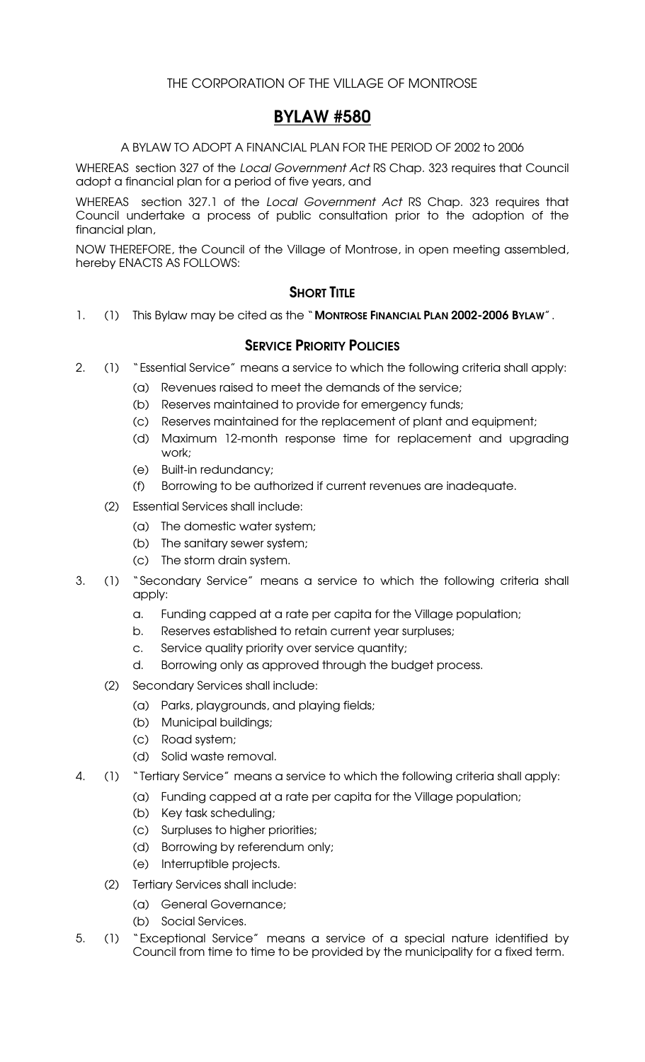THE CORPORATION OF THE VILLAGE OF MONTROSE

# BYLAW #580

A BYLAW TO ADOPT A FINANCIAL PLAN FOR THE PERIOD OF 2002 to 2006

WHEREAS section 327 of the *Local Government Act* RS Chap. 323 requires that Council adopt a financial plan for a period of five years, and

WHEREAS section 327.1 of the *Local Government Act* RS Chap. 323 requires that Council undertake a process of public consultation prior to the adoption of the financial plan,

NOW THEREFORE, the Council of the Village of Montrose, in open meeting assembled, hereby ENACTS AS FOLLOWS:

## SHORT TITLE

1. (1) This Bylaw may be cited as the "**MONTROSE FINANCIAL PLAN 2002-2006 BYLAW**".

## SERVICE PRIORITY POLICIES

2. (1) "Essential Service" means a service to which the following criteria shall apply:
   - (a) Revenues raised to meet the demands of the service;
   - (b) Reserves maintained to provide for emergency funds;
   - (c) Reserves maintained for the replacement of plant and equipment;
   - (d) Maximum 12-month response time for replacement and upgrading work;
   - (e) Built-in redundancy;
   - (f) Borrowing to be authorized if current revenues are inadequate.

   (2) Essential Services shall include:
   - (a) The domestic water system;
   - (b) The sanitary sewer system;
   - (c) The storm drain system.

3. (1) "Secondary Service" means a service to which the following criteria shall apply:
   - a. Funding capped at a rate per capita for the Village population;
   - b. Reserves established to retain current year surpluses;
   - c. Service quality priority over service quantity;
   - d. Borrowing only as approved through the budget process.

   (2) Secondary Services shall include:
   - (a) Parks, playgrounds, and playing fields;
   - (b) Municipal buildings;
   - (c) Road system;
   - (d) Solid waste removal.

4. (1) "Tertiary Service" means a service to which the following criteria shall apply:
   - (a) Funding capped at a rate per capita for the Village population;
   - (b) Key task scheduling;
   - (c) Surpluses to higher priorities;
   - (d) Borrowing by referendum only;
   - (e) Interruptible projects.

   (2) Tertiary Services shall include:
   - (a) General Governance;
   - (b) Social Services.

5. (1) "Exceptional Service" means a service of a special nature identified by Council from time to time to be provided by the municipality for a fixed term.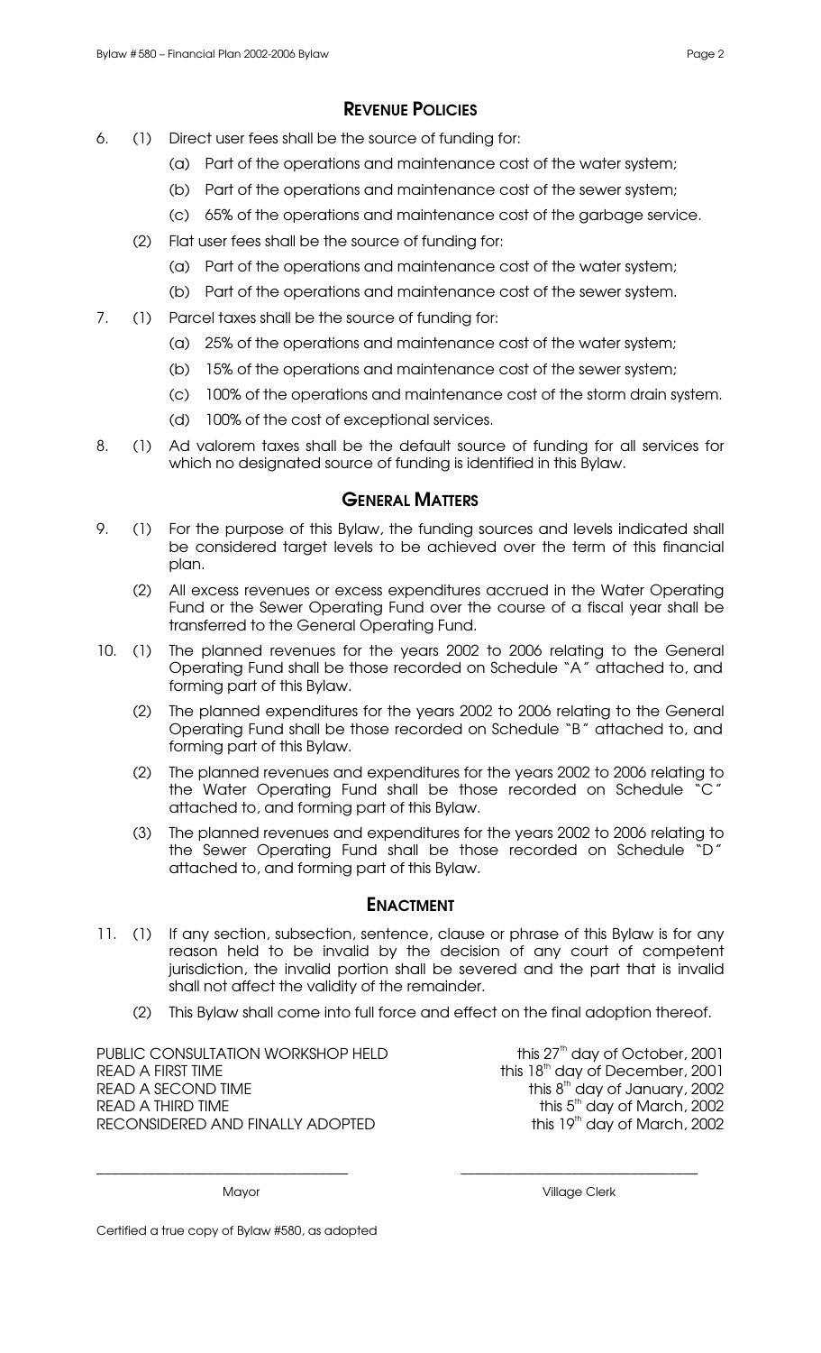## Revenue Policies

6. (1) Direct user fees shall be the source of funding for:
   - (a) Part of the operations and maintenance cost of the water system;
   - (b) Part of the operations and maintenance cost of the sewer system;
   - (c) 65% of the operations and maintenance cost of the garbage service.

   (2) Flat user fees shall be the source of funding for:
   - (a) Part of the operations and maintenance cost of the water system;
   - (b) Part of the operations and maintenance cost of the sewer system.

7. (1) Parcel taxes shall be the source of funding for:
   - (a) 25% of the operations and maintenance cost of the water system;
   - (b) 15% of the operations and maintenance cost of the sewer system;
   - (c) 100% of the operations and maintenance cost of the storm drain system.
   - (d) 100% of the cost of exceptional services.

8. (1) Ad valorem taxes shall be the default source of funding for all services for which no designated source of funding is identified in this Bylaw.

## General Matters

9. (1) For the purpose of this Bylaw, the funding sources and levels indicated shall be considered target levels to be achieved over the term of this financial plan.

   (2) All excess revenues or excess expenditures accrued in the Water Operating Fund or the Sewer Operating Fund over the course of a fiscal year shall be transferred to the General Operating Fund.

10. (1) The planned revenues for the years 2002 to 2006 relating to the General Operating Fund shall be those recorded on Schedule "A" attached to, and forming part of this Bylaw.

    (2) The planned expenditures for the years 2002 to 2006 relating to the General Operating Fund shall be those recorded on Schedule "B" attached to, and forming part of this Bylaw.

    (2) The planned revenues and expenditures for the years 2002 to 2006 relating to the Water Operating Fund shall be those recorded on Schedule "C" attached to, and forming part of this Bylaw.

    (3) The planned revenues and expenditures for the years 2002 to 2006 relating to the Sewer Operating Fund shall be those recorded on Schedule "D" attached to, and forming part of this Bylaw.

## Enactment

11. (1) If any section, subsection, sentence, clause or phrase of this Bylaw is for any reason held to be invalid by the decision of any court of competent jurisdiction, the invalid portion shall be severed and the part that is invalid shall not affect the validity of the remainder.

    (2) This Bylaw shall come into full force and effect on the final adoption thereof.

| | |
|---|---|
| PUBLIC CONSULTATION WORKSHOP HELD | this 27th day of October, 2001 |
| READ A FIRST TIME | this 18th day of December, 2001 |
| READ A SECOND TIME | this 8th day of January, 2002 |
| READ A THIRD TIME | this 5th day of March, 2002 |
| RECONSIDERED AND FINALLY ADOPTED | this 19th day of March, 2002 |

\_\_\_\_\_\_\_\_\_\_\_\_\_\_\_\_\_\_\_\_\_\_\_\_\_\_\_\_ Mayor

\_\_\_\_\_\_\_\_\_\_\_\_\_\_\_\_\_\_\_\_\_\_\_\_\_\_\_\_ Village Clerk

Certified a true copy of Bylaw #580, as adopted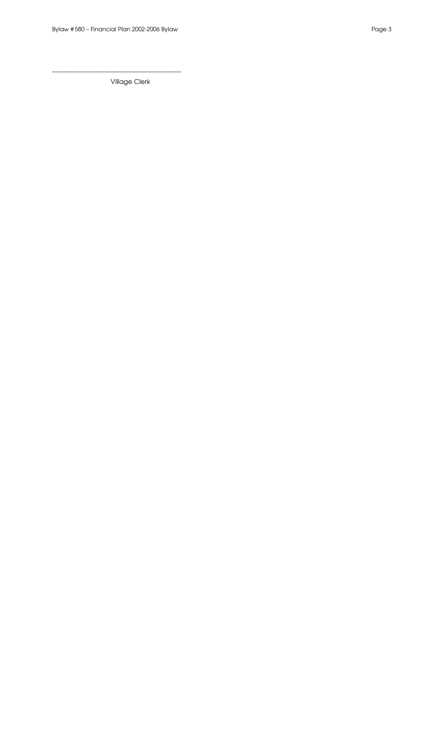\_\_\_\_\_\_\_\_\_\_\_\_\_\_\_\_\_\_\_\_\_\_\_\_\_\_\_\_\_\_\_\_\_\_\_\_\_\_\_\_

Village Clerk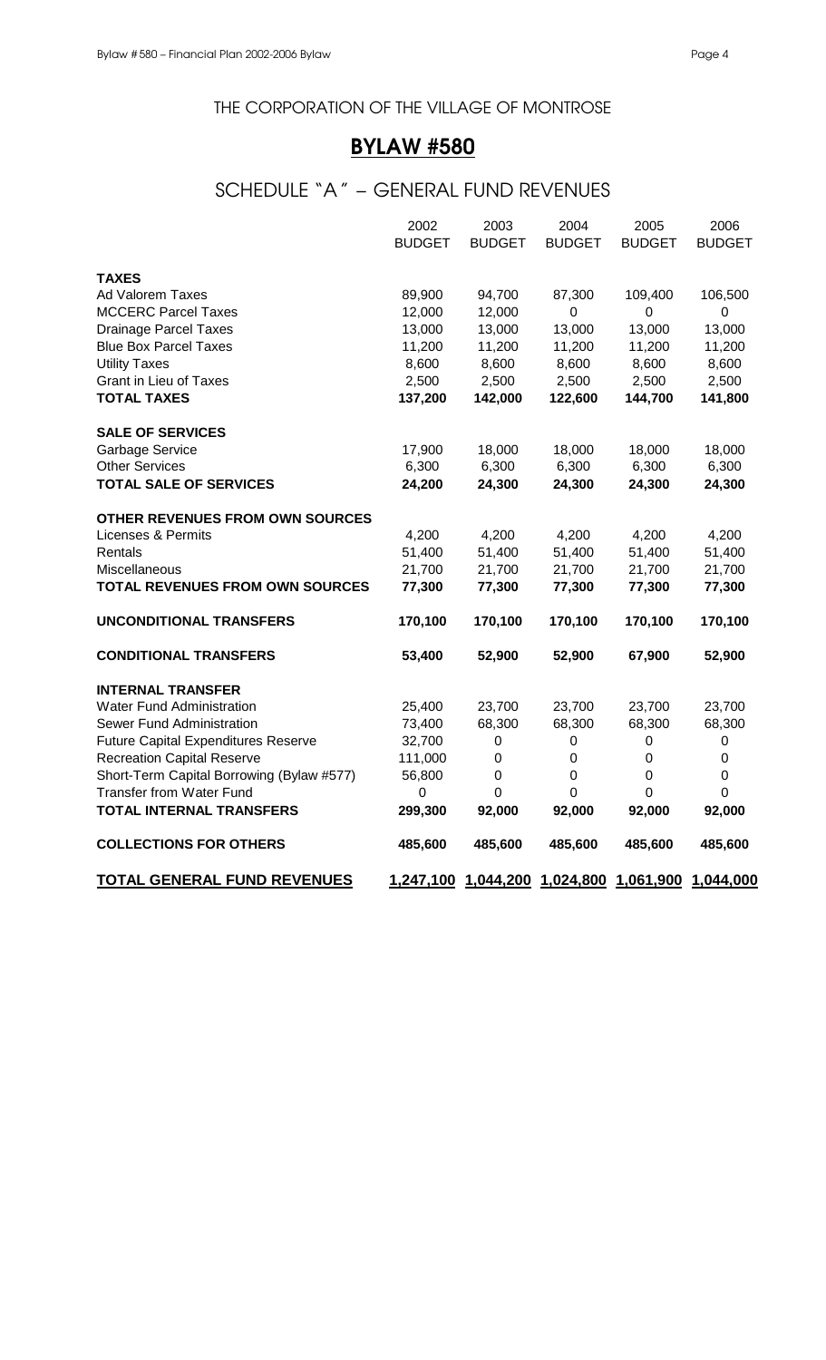THE CORPORATION OF THE VILLAGE OF MONTROSE

# BYLAW #580

## SCHEDULE "A" – GENERAL FUND REVENUES

| | 2002 BUDGET | 2003 BUDGET | 2004 BUDGET | 2005 BUDGET | 2006 BUDGET |
|---|---|---|---|---|---|
| **TAXES** | | | | | |
| Ad Valorem Taxes | 89,900 | 94,700 | 87,300 | 109,400 | 106,500 |
| MCCERC Parcel Taxes | 12,000 | 12,000 | 0 | 0 | 0 |
| Drainage Parcel Taxes | 13,000 | 13,000 | 13,000 | 13,000 | 13,000 |
| Blue Box Parcel Taxes | 11,200 | 11,200 | 11,200 | 11,200 | 11,200 |
| Utility Taxes | 8,600 | 8,600 | 8,600 | 8,600 | 8,600 |
| Grant in Lieu of Taxes | 2,500 | 2,500 | 2,500 | 2,500 | 2,500 |
| **TOTAL TAXES** | **137,200** | **142,000** | **122,600** | **144,700** | **141,800** |
| **SALE OF SERVICES** | | | | | |
| Garbage Service | 17,900 | 18,000 | 18,000 | 18,000 | 18,000 |
| Other Services | 6,300 | 6,300 | 6,300 | 6,300 | 6,300 |
| **TOTAL SALE OF SERVICES** | **24,200** | **24,300** | **24,300** | **24,300** | **24,300** |
| **OTHER REVENUES FROM OWN SOURCES** | | | | | |
| Licenses & Permits | 4,200 | 4,200 | 4,200 | 4,200 | 4,200 |
| Rentals | 51,400 | 51,400 | 51,400 | 51,400 | 51,400 |
| Miscellaneous | 21,700 | 21,700 | 21,700 | 21,700 | 21,700 |
| **TOTAL REVENUES FROM OWN SOURCES** | **77,300** | **77,300** | **77,300** | **77,300** | **77,300** |
| **UNCONDITIONAL TRANSFERS** | **170,100** | **170,100** | **170,100** | **170,100** | **170,100** |
| **CONDITIONAL TRANSFERS** | **53,400** | **52,900** | **52,900** | **67,900** | **52,900** |
| **INTERNAL TRANSFER** | | | | | |
| Water Fund Administration | 25,400 | 23,700 | 23,700 | 23,700 | 23,700 |
| Sewer Fund Administration | 73,400 | 68,300 | 68,300 | 68,300 | 68,300 |
| Future Capital Expenditures Reserve | 32,700 | 0 | 0 | 0 | 0 |
| Recreation Capital Reserve | 111,000 | 0 | 0 | 0 | 0 |
| Short-Term Capital Borrowing (Bylaw #577) | 56,800 | 0 | 0 | 0 | 0 |
| Transfer from Water Fund | 0 | 0 | 0 | 0 | 0 |
| **TOTAL INTERNAL TRANSFERS** | **299,300** | **92,000** | **92,000** | **92,000** | **92,000** |
| **COLLECTIONS FOR OTHERS** | **485,600** | **485,600** | **485,600** | **485,600** | **485,600** |
| **TOTAL GENERAL FUND REVENUES** | **1,247,100** | **1,044,200** | **1,024,800** | **1,061,900** | **1,044,000** |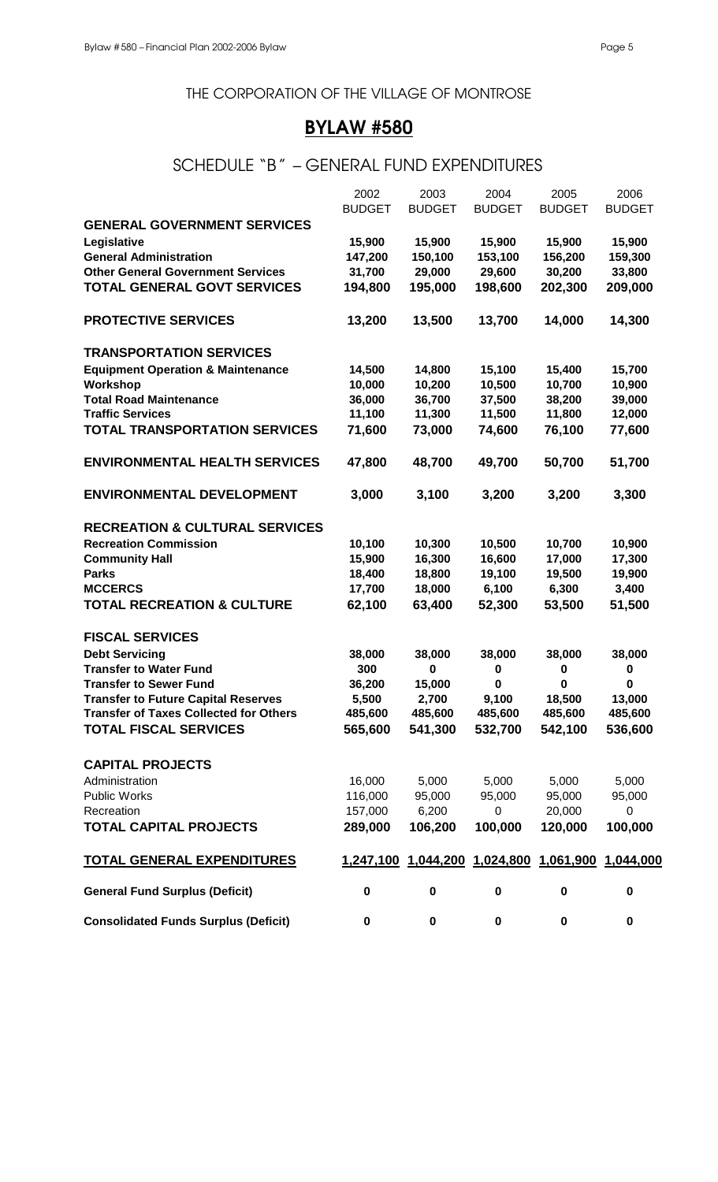THE CORPORATION OF THE VILLAGE OF MONTROSE

# BYLAW #580

## SCHEDULE "B" – GENERAL FUND EXPENDITURES

| | 2002 BUDGET | 2003 BUDGET | 2004 BUDGET | 2005 BUDGET | 2006 BUDGET |
|---|---|---|---|---|---|
| **GENERAL GOVERNMENT SERVICES** | | | | | |
| **Legislative** | **15,900** | **15,900** | **15,900** | **15,900** | **15,900** |
| **General Administration** | **147,200** | **150,100** | **153,100** | **156,200** | **159,300** |
| **Other General Government Services** | **31,700** | **29,000** | **29,600** | **30,200** | **33,800** |
| **TOTAL GENERAL GOVT SERVICES** | **194,800** | **195,000** | **198,600** | **202,300** | **209,000** |
| | | | | | |
| **PROTECTIVE SERVICES** | **13,200** | **13,500** | **13,700** | **14,000** | **14,300** |
| | | | | | |
| **TRANSPORTATION SERVICES** | | | | | |
| **Equipment Operation & Maintenance** | **14,500** | **14,800** | **15,100** | **15,400** | **15,700** |
| **Workshop** | **10,000** | **10,200** | **10,500** | **10,700** | **10,900** |
| **Total Road Maintenance** | **36,000** | **36,700** | **37,500** | **38,200** | **39,000** |
| **Traffic Services** | **11,100** | **11,300** | **11,500** | **11,800** | **12,000** |
| **TOTAL TRANSPORTATION SERVICES** | **71,600** | **73,000** | **74,600** | **76,100** | **77,600** |
| | | | | | |
| **ENVIRONMENTAL HEALTH SERVICES** | **47,800** | **48,700** | **49,700** | **50,700** | **51,700** |
| | | | | | |
| **ENVIRONMENTAL DEVELOPMENT** | **3,000** | **3,100** | **3,200** | **3,200** | **3,300** |
| | | | | | |
| **RECREATION & CULTURAL SERVICES** | | | | | |
| **Recreation Commission** | **10,100** | **10,300** | **10,500** | **10,700** | **10,900** |
| **Community Hall** | **15,900** | **16,300** | **16,600** | **17,000** | **17,300** |
| **Parks** | **18,400** | **18,800** | **19,100** | **19,500** | **19,900** |
| **MCCERCS** | **17,700** | **18,000** | **6,100** | **6,300** | **3,400** |
| **TOTAL RECREATION & CULTURE** | **62,100** | **63,400** | **52,300** | **53,500** | **51,500** |
| | | | | | |
| **FISCAL SERVICES** | | | | | |
| **Debt Servicing** | **38,000** | **38,000** | **38,000** | **38,000** | **38,000** |
| **Transfer to Water Fund** | **300** | **0** | **0** | **0** | **0** |
| **Transfer to Sewer Fund** | **36,200** | **15,000** | **0** | **0** | **0** |
| **Transfer to Future Capital Reserves** | **5,500** | **2,700** | **9,100** | **18,500** | **13,000** |
| **Transfer of Taxes Collected for Others** | **485,600** | **485,600** | **485,600** | **485,600** | **485,600** |
| **TOTAL FISCAL SERVICES** | **565,600** | **541,300** | **532,700** | **542,100** | **536,600** |
| | | | | | |
| **CAPITAL PROJECTS** | | | | | |
| Administration | 16,000 | 5,000 | 5,000 | 5,000 | 5,000 |
| Public Works | 116,000 | 95,000 | 95,000 | 95,000 | 95,000 |
| Recreation | 157,000 | 6,200 | 0 | 20,000 | 0 |
| **TOTAL CAPITAL PROJECTS** | **289,000** | **106,200** | **100,000** | **120,000** | **100,000** |
| | | | | | |
| **TOTAL GENERAL EXPENDITURES** | **1,247,100** | **1,044,200** | **1,024,800** | **1,061,900** | **1,044,000** |
| | | | | | |
| **General Fund Surplus (Deficit)** | **0** | **0** | **0** | **0** | **0** |
| | | | | | |
| **Consolidated Funds Surplus (Deficit)** | **0** | **0** | **0** | **0** | **0** |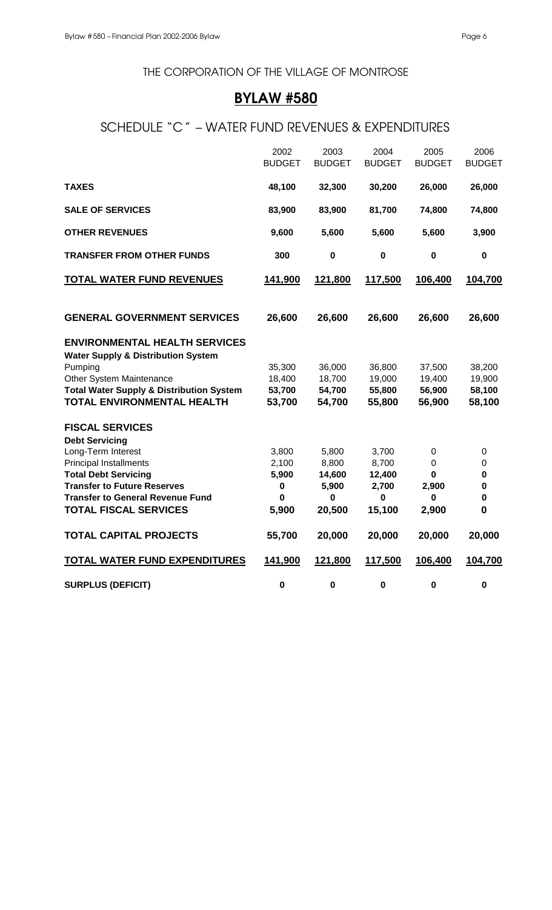THE CORPORATION OF THE VILLAGE OF MONTROSE

# BYLAW #580

## SCHEDULE "C" – WATER FUND REVENUES & EXPENDITURES

| | 2002 BUDGET | 2003 BUDGET | 2004 BUDGET | 2005 BUDGET | 2006 BUDGET |
|---|---|---|---|---|---|
| **TAXES** | **48,100** | **32,300** | **30,200** | **26,000** | **26,000** |
| **SALE OF SERVICES** | **83,900** | **83,900** | **81,700** | **74,800** | **74,800** |
| **OTHER REVENUES** | **9,600** | **5,600** | **5,600** | **5,600** | **3,900** |
| **TRANSFER FROM OTHER FUNDS** | **300** | **0** | **0** | **0** | **0** |
| **TOTAL WATER FUND REVENUES** | **141,900** | **121,800** | **117,500** | **106,400** | **104,700** |
| | | | | | |
| **GENERAL GOVERNMENT SERVICES** | **26,600** | **26,600** | **26,600** | **26,600** | **26,600** |
| | | | | | |
| **ENVIRONMENTAL HEALTH SERVICES** | | | | | |
| **Water Supply & Distribution System** | | | | | |
| Pumping | 35,300 | 36,000 | 36,800 | 37,500 | 38,200 |
| Other System Maintenance | 18,400 | 18,700 | 19,000 | 19,400 | 19,900 |
| **Total Water Supply & Distribution System** | **53,700** | **54,700** | **55,800** | **56,900** | **58,100** |
| **TOTAL ENVIRONMENTAL HEALTH** | **53,700** | **54,700** | **55,800** | **56,900** | **58,100** |
| | | | | | |
| **FISCAL SERVICES** | | | | | |
| **Debt Servicing** | | | | | |
| Long-Term Interest | 3,800 | 5,800 | 3,700 | 0 | 0 |
| Principal Installments | 2,100 | 8,800 | 8,700 | 0 | 0 |
| **Total Debt Servicing** | **5,900** | **14,600** | **12,400** | **0** | **0** |
| **Transfer to Future Reserves** | **0** | **5,900** | **2,700** | **2,900** | **0** |
| **Transfer to General Revenue Fund** | **0** | **0** | **0** | **0** | **0** |
| **TOTAL FISCAL SERVICES** | **5,900** | **20,500** | **15,100** | **2,900** | **0** |
| | | | | | |
| **TOTAL CAPITAL PROJECTS** | **55,700** | **20,000** | **20,000** | **20,000** | **20,000** |
| | | | | | |
| **TOTAL WATER FUND EXPENDITURES** | **141,900** | **121,800** | **117,500** | **106,400** | **104,700** |
| | | | | | |
| **SURPLUS (DEFICIT)** | **0** | **0** | **0** | **0** | **0** |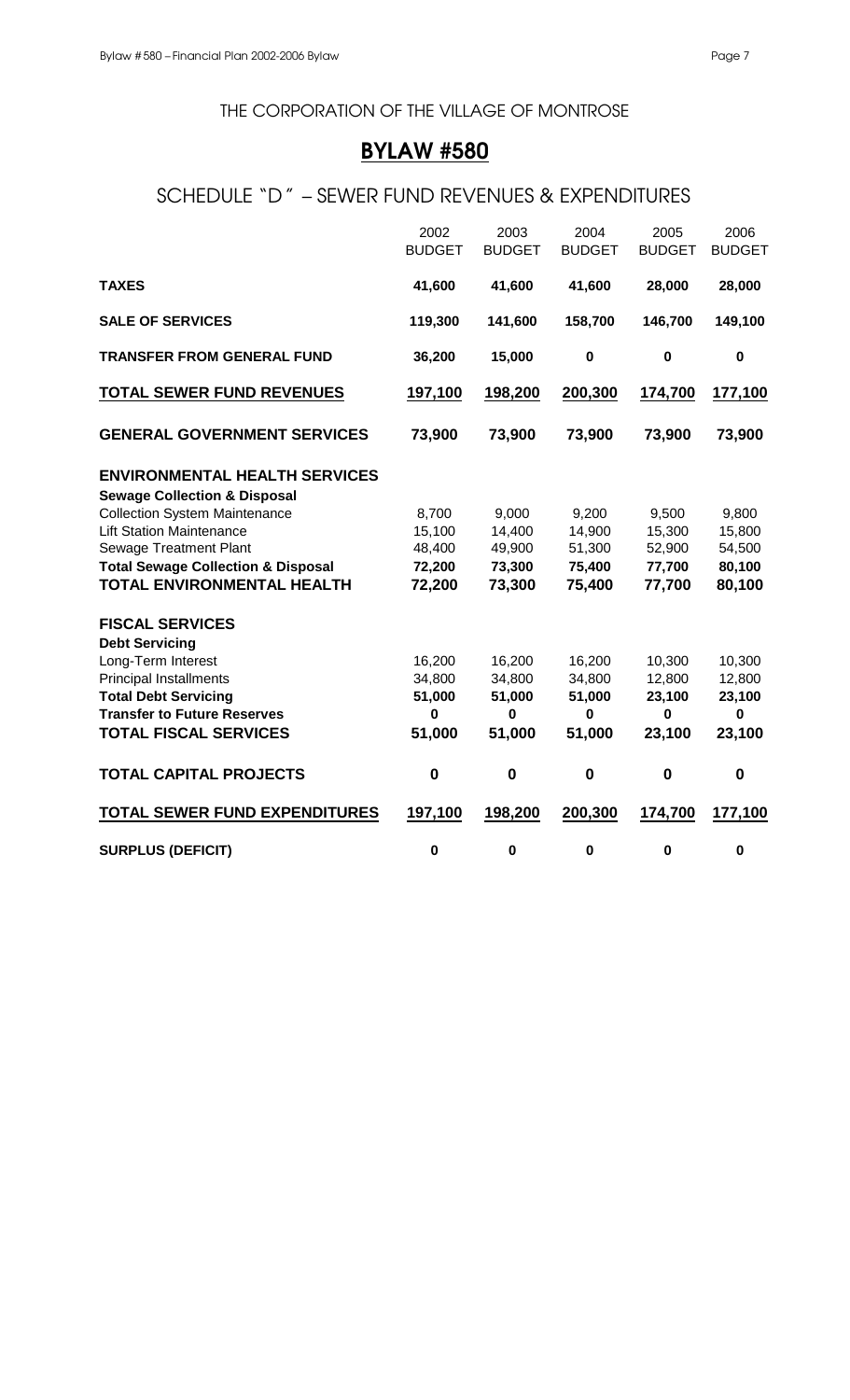THE CORPORATION OF THE VILLAGE OF MONTROSE

# BYLAW #580

## SCHEDULE "D" – SEWER FUND REVENUES & EXPENDITURES

| | 2002 BUDGET | 2003 BUDGET | 2004 BUDGET | 2005 BUDGET | 2006 BUDGET |
|---|---|---|---|---|---|
| **TAXES** | **41,600** | **41,600** | **41,600** | **28,000** | **28,000** |
| **SALE OF SERVICES** | **119,300** | **141,600** | **158,700** | **146,700** | **149,100** |
| **TRANSFER FROM GENERAL FUND** | **36,200** | **15,000** | **0** | **0** | **0** |
| **TOTAL SEWER FUND REVENUES** | **197,100** | **198,200** | **200,300** | **174,700** | **177,100** |
| **GENERAL GOVERNMENT SERVICES** | **73,900** | **73,900** | **73,900** | **73,900** | **73,900** |
| **ENVIRONMENTAL HEALTH SERVICES** | | | | | |
| **Sewage Collection & Disposal** | | | | | |
| Collection System Maintenance | 8,700 | 9,000 | 9,200 | 9,500 | 9,800 |
| Lift Station Maintenance | 15,100 | 14,400 | 14,900 | 15,300 | 15,800 |
| Sewage Treatment Plant | 48,400 | 49,900 | 51,300 | 52,900 | 54,500 |
| **Total Sewage Collection & Disposal** | **72,200** | **73,300** | **75,400** | **77,700** | **80,100** |
| **TOTAL ENVIRONMENTAL HEALTH** | **72,200** | **73,300** | **75,400** | **77,700** | **80,100** |
| **FISCAL SERVICES** | | | | | |
| **Debt Servicing** | | | | | |
| Long-Term Interest | 16,200 | 16,200 | 16,200 | 10,300 | 10,300 |
| Principal Installments | 34,800 | 34,800 | 34,800 | 12,800 | 12,800 |
| **Total Debt Servicing** | **51,000** | **51,000** | **51,000** | **23,100** | **23,100** |
| **Transfer to Future Reserves** | **0** | **0** | **0** | **0** | **0** |
| **TOTAL FISCAL SERVICES** | **51,000** | **51,000** | **51,000** | **23,100** | **23,100** |
| **TOTAL CAPITAL PROJECTS** | **0** | **0** | **0** | **0** | **0** |
| **TOTAL SEWER FUND EXPENDITURES** | **197,100** | **198,200** | **200,300** | **174,700** | **177,100** |
| **SURPLUS (DEFICIT)** | **0** | **0** | **0** | **0** | **0** |